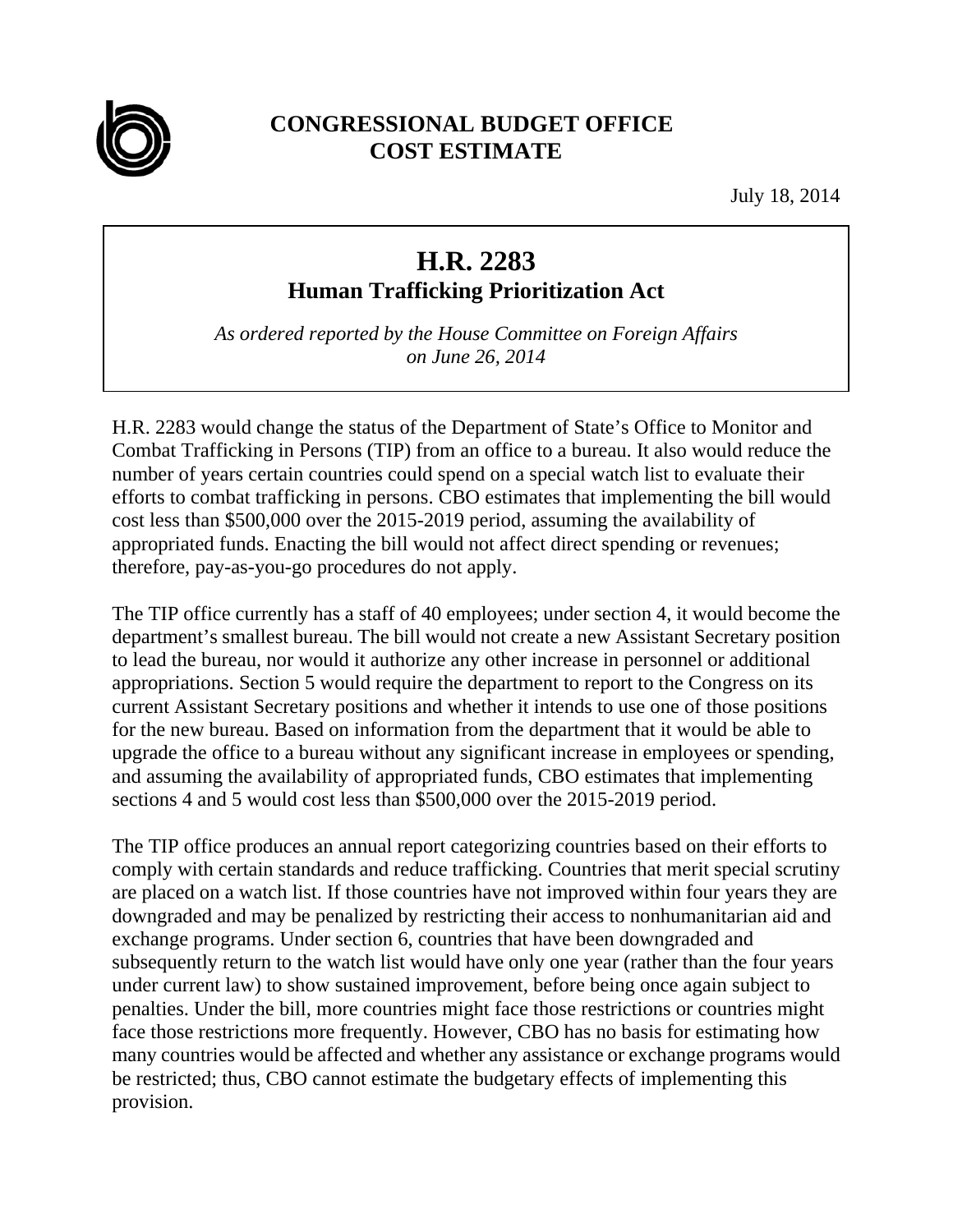# CONGRESSIONAL BUDGET OFFICE
# COST ESTIMATE

July 18, 2014

## H.R. 2283
### Human Trafficking Prioritization Act

*As ordered reported by the House Committee on Foreign Affairs on June 26, 2014*

H.R. 2283 would change the status of the Department of State's Office to Monitor and Combat Trafficking in Persons (TIP) from an office to a bureau. It also would reduce the number of years certain countries could spend on a special watch list to evaluate their efforts to combat trafficking in persons. CBO estimates that implementing the bill would cost less than $500,000 over the 2015-2019 period, assuming the availability of appropriated funds. Enacting the bill would not affect direct spending or revenues; therefore, pay-as-you-go procedures do not apply.

The TIP office currently has a staff of 40 employees; under section 4, it would become the department's smallest bureau. The bill would not create a new Assistant Secretary position to lead the bureau, nor would it authorize any other increase in personnel or additional appropriations. Section 5 would require the department to report to the Congress on its current Assistant Secretary positions and whether it intends to use one of those positions for the new bureau. Based on information from the department that it would be able to upgrade the office to a bureau without any significant increase in employees or spending, and assuming the availability of appropriated funds, CBO estimates that implementing sections 4 and 5 would cost less than $500,000 over the 2015-2019 period.

The TIP office produces an annual report categorizing countries based on their efforts to comply with certain standards and reduce trafficking. Countries that merit special scrutiny are placed on a watch list. If those countries have not improved within four years they are downgraded and may be penalized by restricting their access to nonhumanitarian aid and exchange programs. Under section 6, countries that have been downgraded and subsequently return to the watch list would have only one year (rather than the four years under current law) to show sustained improvement, before being once again subject to penalties. Under the bill, more countries might face those restrictions or countries might face those restrictions more frequently. However, CBO has no basis for estimating how many countries would be affected and whether any assistance or exchange programs would be restricted; thus, CBO cannot estimate the budgetary effects of implementing this provision.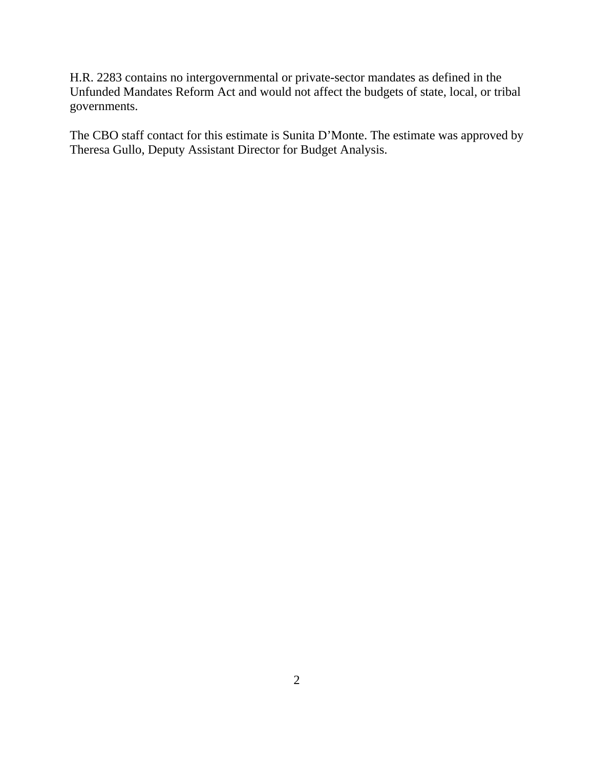H.R. 2283 contains no intergovernmental or private-sector mandates as defined in the Unfunded Mandates Reform Act and would not affect the budgets of state, local, or tribal governments.

The CBO staff contact for this estimate is Sunita D'Monte. The estimate was approved by Theresa Gullo, Deputy Assistant Director for Budget Analysis.